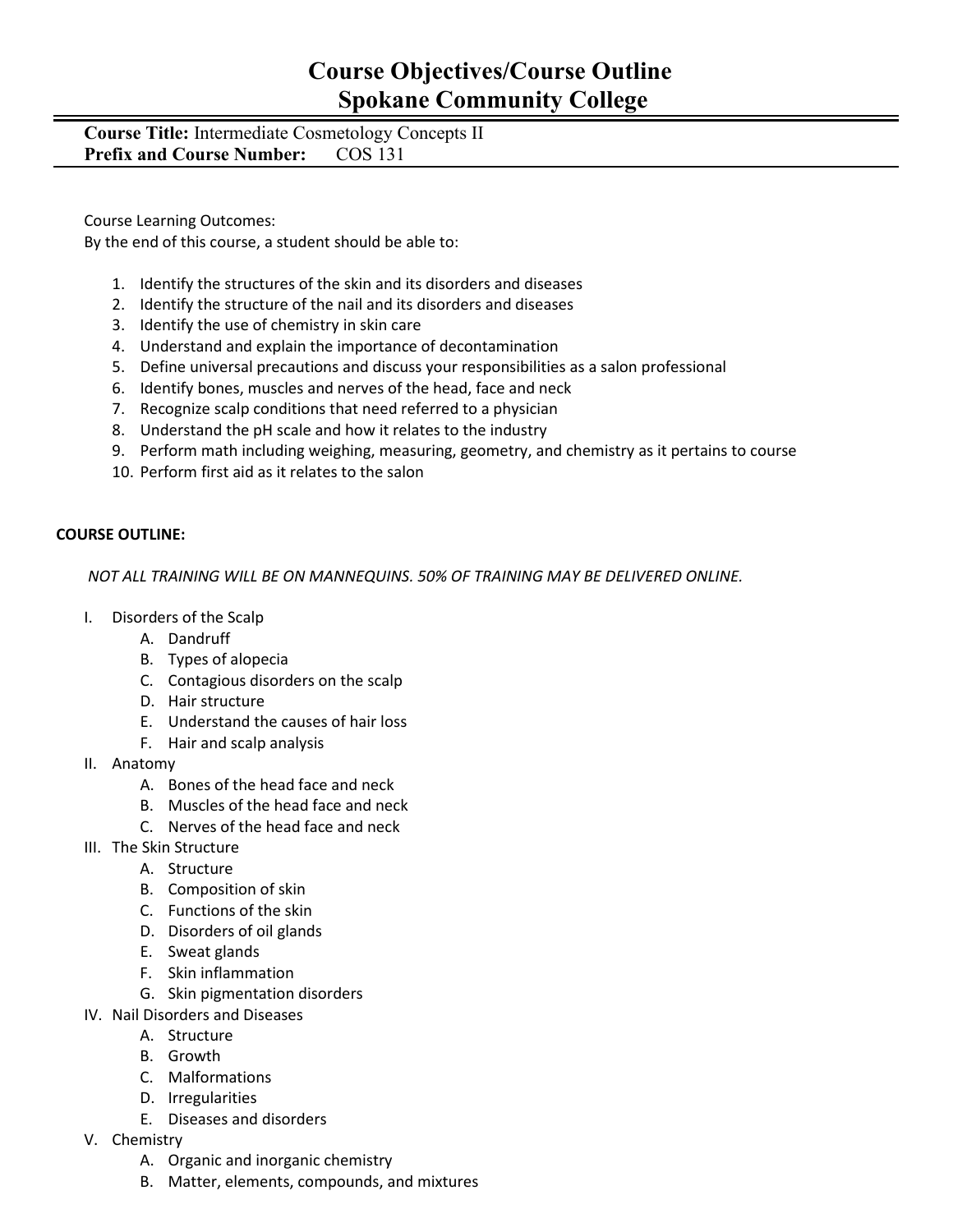# Course Objectives/Course Outline
# Spokane Community College

**Course Title:** Intermediate Cosmetology Concepts II
**Prefix and Course Number:** COS 131

Course Learning Outcomes:
By the end of this course, a student should be able to:

1. Identify the structures of the skin and its disorders and diseases
2. Identify the structure of the nail and its disorders and diseases
3. Identify the use of chemistry in skin care
4. Understand and explain the importance of decontamination
5. Define universal precautions and discuss your responsibilities as a salon professional
6. Identify bones, muscles and nerves of the head, face and neck
7. Recognize scalp conditions that need referred to a physician
8. Understand the pH scale and how it relates to the industry
9. Perform math including weighing, measuring, geometry, and chemistry as it pertains to course
10. Perform first aid as it relates to the salon

**COURSE OUTLINE:**

*NOT ALL TRAINING WILL BE ON MANNEQUINS. 50% OF TRAINING MAY BE DELIVERED ONLINE.*

I. Disorders of the Scalp
   A. Dandruff
   B. Types of alopecia
   C. Contagious disorders on the scalp
   D. Hair structure
   E. Understand the causes of hair loss
   F. Hair and scalp analysis
II. Anatomy
   A. Bones of the head face and neck
   B. Muscles of the head face and neck
   C. Nerves of the head face and neck
III. The Skin Structure
   A. Structure
   B. Composition of skin
   C. Functions of the skin
   D. Disorders of oil glands
   E. Sweat glands
   F. Skin inflammation
   G. Skin pigmentation disorders
IV. Nail Disorders and Diseases
   A. Structure
   B. Growth
   C. Malformations
   D. Irregularities
   E. Diseases and disorders
V. Chemistry
   A. Organic and inorganic chemistry
   B. Matter, elements, compounds, and mixtures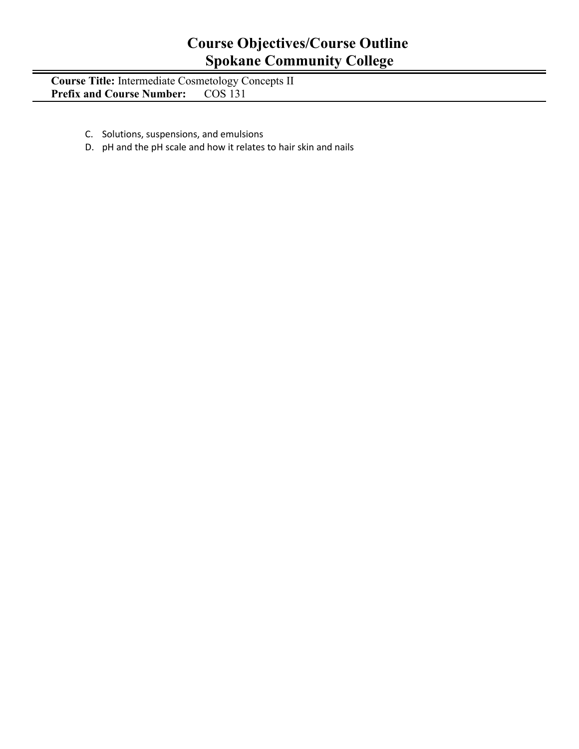C. Solutions, suspensions, and emulsions
D. pH and the pH scale and how it relates to hair skin and nails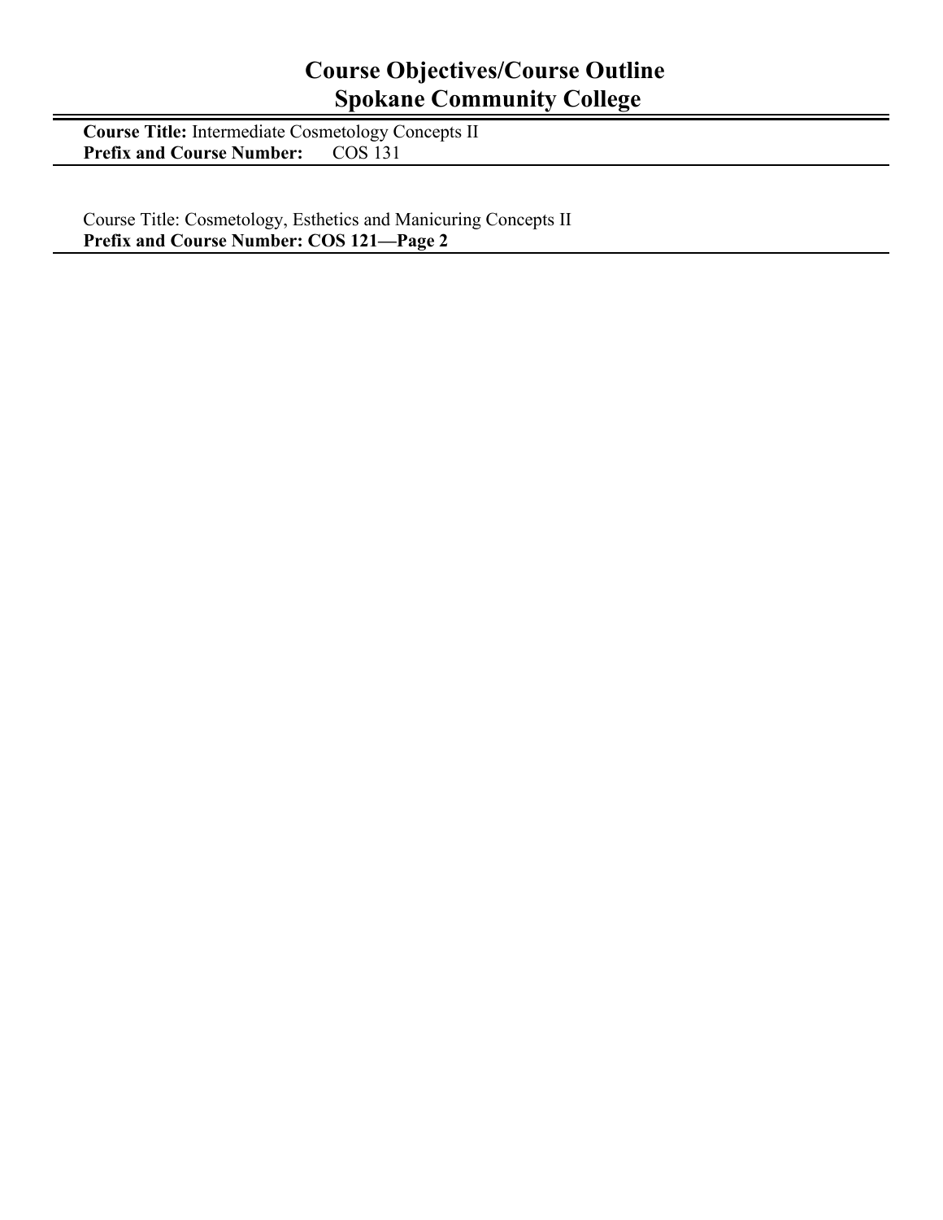# Course Objectives/Course Outline
# Spokane Community College

**Course Title:** Intermediate Cosmetology Concepts II
**Prefix and Course Number:** COS 131

Course Title: Cosmetology, Esthetics and Manicuring Concepts II
**Prefix and Course Number: COS 121—Page 2**